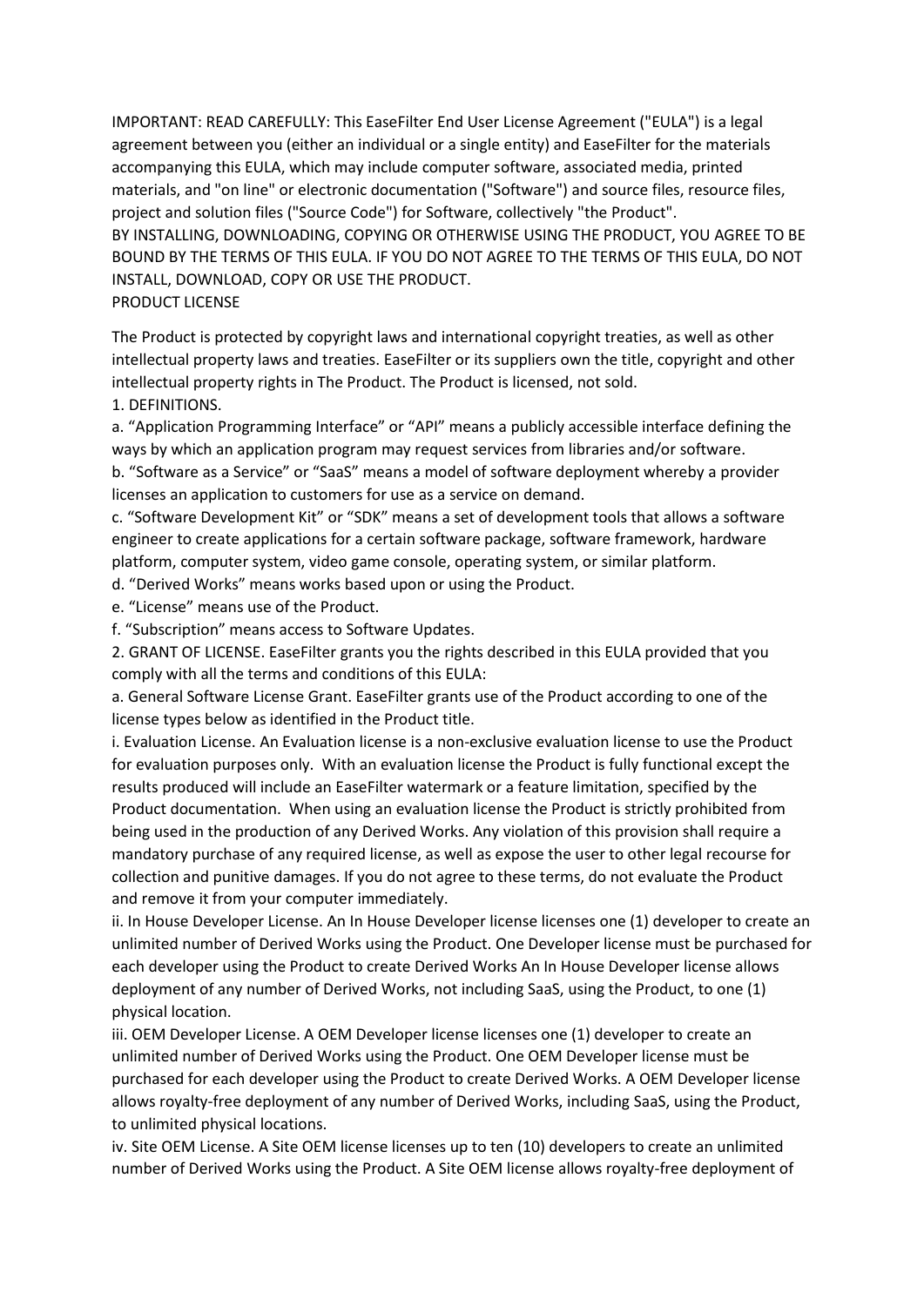IMPORTANT: READ CAREFULLY: This EaseFilter End User License Agreement ("EULA") is a legal agreement between you (either an individual or a single entity) and EaseFilter for the materials accompanying this EULA, which may include computer software, associated media, printed materials, and "on line" or electronic documentation ("Software") and source files, resource files, project and solution files ("Source Code") for Software, collectively "the Product".

BY INSTALLING, DOWNLOADING, COPYING OR OTHERWISE USING THE PRODUCT, YOU AGREE TO BE BOUND BY THE TERMS OF THIS EULA. IF YOU DO NOT AGREE TO THE TERMS OF THIS EULA, DO NOT INSTALL, DOWNLOAD, COPY OR USE THE PRODUCT.

PRODUCT LICENSE

The Product is protected by copyright laws and international copyright treaties, as well as other intellectual property laws and treaties. EaseFilter or its suppliers own the title, copyright and other intellectual property rights in The Product. The Product is licensed, not sold.

1. DEFINITIONS.

a. "Application Programming Interface" or "API" means a publicly accessible interface defining the ways by which an application program may request services from libraries and/or software.

b. "Software as a Service" or "SaaS" means a model of software deployment whereby a provider licenses an application to customers for use as a service on demand.

c. "Software Development Kit" or "SDK" means a set of development tools that allows a software engineer to create applications for a certain software package, software framework, hardware platform, computer system, video game console, operating system, or similar platform.

d. "Derived Works" means works based upon or using the Product.

e. "License" means use of the Product.

f. "Subscription" means access to Software Updates.

2. GRANT OF LICENSE. EaseFilter grants you the rights described in this EULA provided that you comply with all the terms and conditions of this EULA:

a. General Software License Grant. EaseFilter grants use of the Product according to one of the license types below as identified in the Product title.

i. Evaluation License. An Evaluation license is a non-exclusive evaluation license to use the Product for evaluation purposes only. With an evaluation license the Product is fully functional except the results produced will include an EaseFilter watermark or a feature limitation, specified by the Product documentation. When using an evaluation license the Product is strictly prohibited from being used in the production of any Derived Works. Any violation of this provision shall require a mandatory purchase of any required license, as well as expose the user to other legal recourse for collection and punitive damages. If you do not agree to these terms, do not evaluate the Product and remove it from your computer immediately.

ii. In House Developer License. An In House Developer license licenses one (1) developer to create an unlimited number of Derived Works using the Product. One Developer license must be purchased for each developer using the Product to create Derived Works An In House Developer license allows deployment of any number of Derived Works, not including SaaS, using the Product, to one (1) physical location.

iii. OEM Developer License. A OEM Developer license licenses one (1) developer to create an unlimited number of Derived Works using the Product. One OEM Developer license must be purchased for each developer using the Product to create Derived Works. A OEM Developer license allows royalty-free deployment of any number of Derived Works, including SaaS, using the Product, to unlimited physical locations.

iv. Site OEM License. A Site OEM license licenses up to ten (10) developers to create an unlimited number of Derived Works using the Product. A Site OEM license allows royalty-free deployment of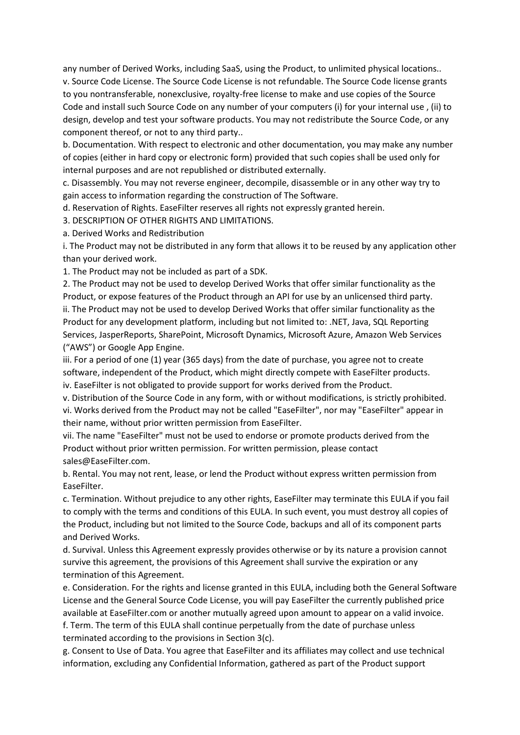any number of Derived Works, including SaaS, using the Product, to unlimited physical locations..

v. Source Code License. The Source Code License is not refundable. The Source Code license grants to you nontransferable, nonexclusive, royalty-free license to make and use copies of the Source Code and install such Source Code on any number of your computers (i) for your internal use , (ii) to design, develop and test your software products. You may not redistribute the Source Code, or any component thereof, or not to any third party..

b. Documentation. With respect to electronic and other documentation, you may make any number of copies (either in hard copy or electronic form) provided that such copies shall be used only for internal purposes and are not republished or distributed externally.

c. Disassembly. You may not reverse engineer, decompile, disassemble or in any other way try to gain access to information regarding the construction of The Software.

d. Reservation of Rights. EaseFilter reserves all rights not expressly granted herein.

3. DESCRIPTION OF OTHER RIGHTS AND LIMITATIONS.

a. Derived Works and Redistribution

i. The Product may not be distributed in any form that allows it to be reused by any application other than your derived work.

1. The Product may not be included as part of a SDK.

2. The Product may not be used to develop Derived Works that offer similar functionality as the Product, or expose features of the Product through an API for use by an unlicensed third party.

ii. The Product may not be used to develop Derived Works that offer similar functionality as the Product for any development platform, including but not limited to: .NET, Java, SQL Reporting Services, JasperReports, SharePoint, Microsoft Dynamics, Microsoft Azure, Amazon Web Services (“AWS”) or Google App Engine.

iii. For a period of one (1) year (365 days) from the date of purchase, you agree not to create software, independent of the Product, which might directly compete with EaseFilter products.

iv. EaseFilter is not obligated to provide support for works derived from the Product.

v. Distribution of the Source Code in any form, with or without modifications, is strictly prohibited.

vi. Works derived from the Product may not be called "EaseFilter", nor may "EaseFilter" appear in their name, without prior written permission from EaseFilter.

vii. The name "EaseFilter" must not be used to endorse or promote products derived from the Product without prior written permission. For written permission, please contact sales@EaseFilter.com.

b. Rental. You may not rent, lease, or lend the Product without express written permission from EaseFilter.

c. Termination. Without prejudice to any other rights, EaseFilter may terminate this EULA if you fail to comply with the terms and conditions of this EULA. In such event, you must destroy all copies of the Product, including but not limited to the Source Code, backups and all of its component parts and Derived Works.

d. Survival. Unless this Agreement expressly provides otherwise or by its nature a provision cannot survive this agreement, the provisions of this Agreement shall survive the expiration or any termination of this Agreement.

e. Consideration. For the rights and license granted in this EULA, including both the General Software License and the General Source Code License, you will pay EaseFilter the currently published price available at EaseFilter.com or another mutually agreed upon amount to appear on a valid invoice.

f. Term. The term of this EULA shall continue perpetually from the date of purchase unless terminated according to the provisions in Section 3(c).

g. Consent to Use of Data. You agree that EaseFilter and its affiliates may collect and use technical information, excluding any Confidential Information, gathered as part of the Product support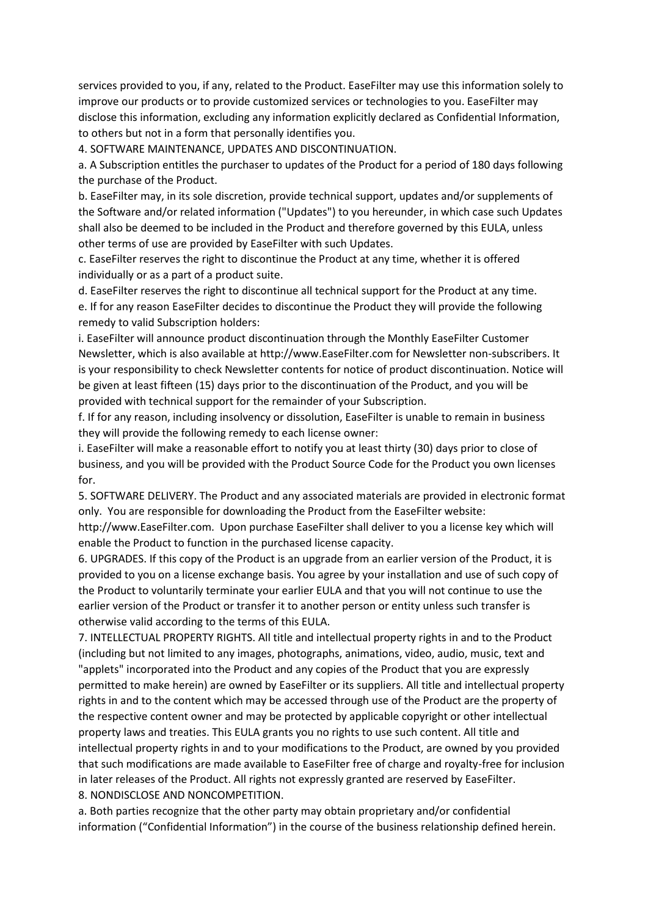services provided to you, if any, related to the Product. EaseFilter may use this information solely to improve our products or to provide customized services or technologies to you. EaseFilter may disclose this information, excluding any information explicitly declared as Confidential Information, to others but not in a form that personally identifies you.

4. SOFTWARE MAINTENANCE, UPDATES AND DISCONTINUATION.

a. A Subscription entitles the purchaser to updates of the Product for a period of 180 days following the purchase of the Product.

b. EaseFilter may, in its sole discretion, provide technical support, updates and/or supplements of the Software and/or related information ("Updates") to you hereunder, in which case such Updates shall also be deemed to be included in the Product and therefore governed by this EULA, unless other terms of use are provided by EaseFilter with such Updates.

c. EaseFilter reserves the right to discontinue the Product at any time, whether it is offered individually or as a part of a product suite.

d. EaseFilter reserves the right to discontinue all technical support for the Product at any time.

e. If for any reason EaseFilter decides to discontinue the Product they will provide the following remedy to valid Subscription holders:

i. EaseFilter will announce product discontinuation through the Monthly EaseFilter Customer Newsletter, which is also available at http://www.EaseFilter.com for Newsletter non-subscribers. It is your responsibility to check Newsletter contents for notice of product discontinuation. Notice will be given at least fifteen (15) days prior to the discontinuation of the Product, and you will be provided with technical support for the remainder of your Subscription.

f. If for any reason, including insolvency or dissolution, EaseFilter is unable to remain in business they will provide the following remedy to each license owner:

i. EaseFilter will make a reasonable effort to notify you at least thirty (30) days prior to close of business, and you will be provided with the Product Source Code for the Product you own licenses for.

5. SOFTWARE DELIVERY. The Product and any associated materials are provided in electronic format only. You are responsible for downloading the Product from the EaseFilter website: http://www.EaseFilter.com. Upon purchase EaseFilter shall deliver to you a license key which will enable the Product to function in the purchased license capacity.

6. UPGRADES. If this copy of the Product is an upgrade from an earlier version of the Product, it is provided to you on a license exchange basis. You agree by your installation and use of such copy of the Product to voluntarily terminate your earlier EULA and that you will not continue to use the earlier version of the Product or transfer it to another person or entity unless such transfer is otherwise valid according to the terms of this EULA.

7. INTELLECTUAL PROPERTY RIGHTS. All title and intellectual property rights in and to the Product (including but not limited to any images, photographs, animations, video, audio, music, text and "applets" incorporated into the Product and any copies of the Product that you are expressly permitted to make herein) are owned by EaseFilter or its suppliers. All title and intellectual property rights in and to the content which may be accessed through use of the Product are the property of the respective content owner and may be protected by applicable copyright or other intellectual property laws and treaties. This EULA grants you no rights to use such content. All title and intellectual property rights in and to your modifications to the Product, are owned by you provided that such modifications are made available to EaseFilter free of charge and royalty-free for inclusion in later releases of the Product. All rights not expressly granted are reserved by EaseFilter.

8. NONDISCLOSE AND NONCOMPETITION.

a. Both parties recognize that the other party may obtain proprietary and/or confidential information (“Confidential Information”) in the course of the business relationship defined herein.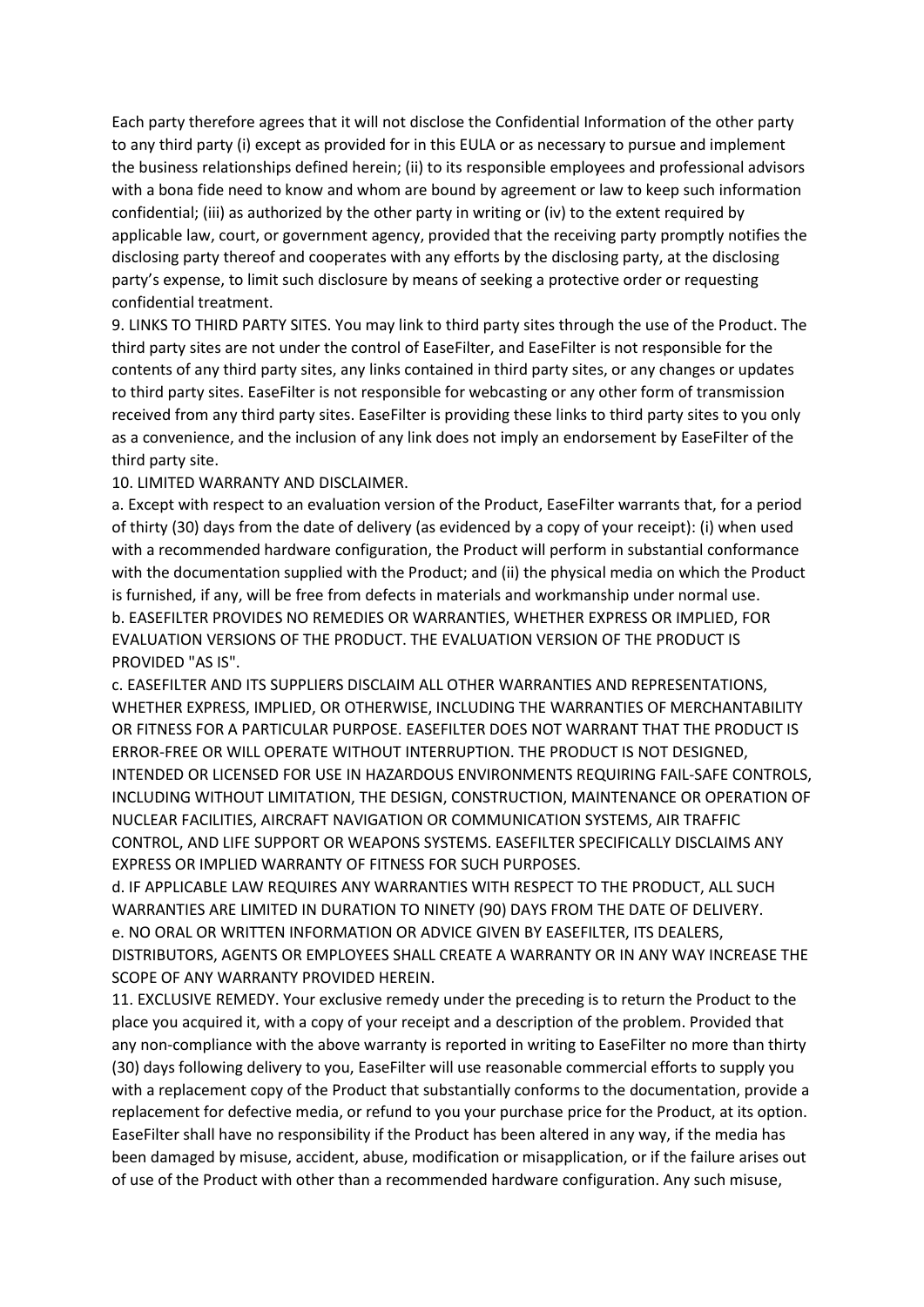Each party therefore agrees that it will not disclose the Confidential Information of the other party to any third party (i) except as provided for in this EULA or as necessary to pursue and implement the business relationships defined herein; (ii) to its responsible employees and professional advisors with a bona fide need to know and whom are bound by agreement or law to keep such information confidential; (iii) as authorized by the other party in writing or (iv) to the extent required by applicable law, court, or government agency, provided that the receiving party promptly notifies the disclosing party thereof and cooperates with any efforts by the disclosing party, at the disclosing party's expense, to limit such disclosure by means of seeking a protective order or requesting confidential treatment.

9. LINKS TO THIRD PARTY SITES. You may link to third party sites through the use of the Product. The third party sites are not under the control of EaseFilter, and EaseFilter is not responsible for the contents of any third party sites, any links contained in third party sites, or any changes or updates to third party sites. EaseFilter is not responsible for webcasting or any other form of transmission received from any third party sites. EaseFilter is providing these links to third party sites to you only as a convenience, and the inclusion of any link does not imply an endorsement by EaseFilter of the third party site.

10. LIMITED WARRANTY AND DISCLAIMER.

a. Except with respect to an evaluation version of the Product, EaseFilter warrants that, for a period of thirty (30) days from the date of delivery (as evidenced by a copy of your receipt): (i) when used with a recommended hardware configuration, the Product will perform in substantial conformance with the documentation supplied with the Product; and (ii) the physical media on which the Product is furnished, if any, will be free from defects in materials and workmanship under normal use.

b. EASEFILTER PROVIDES NO REMEDIES OR WARRANTIES, WHETHER EXPRESS OR IMPLIED, FOR EVALUATION VERSIONS OF THE PRODUCT. THE EVALUATION VERSION OF THE PRODUCT IS PROVIDED "AS IS".

c. EASEFILTER AND ITS SUPPLIERS DISCLAIM ALL OTHER WARRANTIES AND REPRESENTATIONS, WHETHER EXPRESS, IMPLIED, OR OTHERWISE, INCLUDING THE WARRANTIES OF MERCHANTABILITY OR FITNESS FOR A PARTICULAR PURPOSE. EASEFILTER DOES NOT WARRANT THAT THE PRODUCT IS ERROR-FREE OR WILL OPERATE WITHOUT INTERRUPTION. THE PRODUCT IS NOT DESIGNED, INTENDED OR LICENSED FOR USE IN HAZARDOUS ENVIRONMENTS REQUIRING FAIL-SAFE CONTROLS, INCLUDING WITHOUT LIMITATION, THE DESIGN, CONSTRUCTION, MAINTENANCE OR OPERATION OF NUCLEAR FACILITIES, AIRCRAFT NAVIGATION OR COMMUNICATION SYSTEMS, AIR TRAFFIC CONTROL, AND LIFE SUPPORT OR WEAPONS SYSTEMS. EASEFILTER SPECIFICALLY DISCLAIMS ANY EXPRESS OR IMPLIED WARRANTY OF FITNESS FOR SUCH PURPOSES.

d. IF APPLICABLE LAW REQUIRES ANY WARRANTIES WITH RESPECT TO THE PRODUCT, ALL SUCH WARRANTIES ARE LIMITED IN DURATION TO NINETY (90) DAYS FROM THE DATE OF DELIVERY.

e. NO ORAL OR WRITTEN INFORMATION OR ADVICE GIVEN BY EASEFILTER, ITS DEALERS, DISTRIBUTORS, AGENTS OR EMPLOYEES SHALL CREATE A WARRANTY OR IN ANY WAY INCREASE THE SCOPE OF ANY WARRANTY PROVIDED HEREIN.

11. EXCLUSIVE REMEDY. Your exclusive remedy under the preceding is to return the Product to the place you acquired it, with a copy of your receipt and a description of the problem. Provided that any non-compliance with the above warranty is reported in writing to EaseFilter no more than thirty (30) days following delivery to you, EaseFilter will use reasonable commercial efforts to supply you with a replacement copy of the Product that substantially conforms to the documentation, provide a replacement for defective media, or refund to you your purchase price for the Product, at its option. EaseFilter shall have no responsibility if the Product has been altered in any way, if the media has been damaged by misuse, accident, abuse, modification or misapplication, or if the failure arises out of use of the Product with other than a recommended hardware configuration. Any such misuse,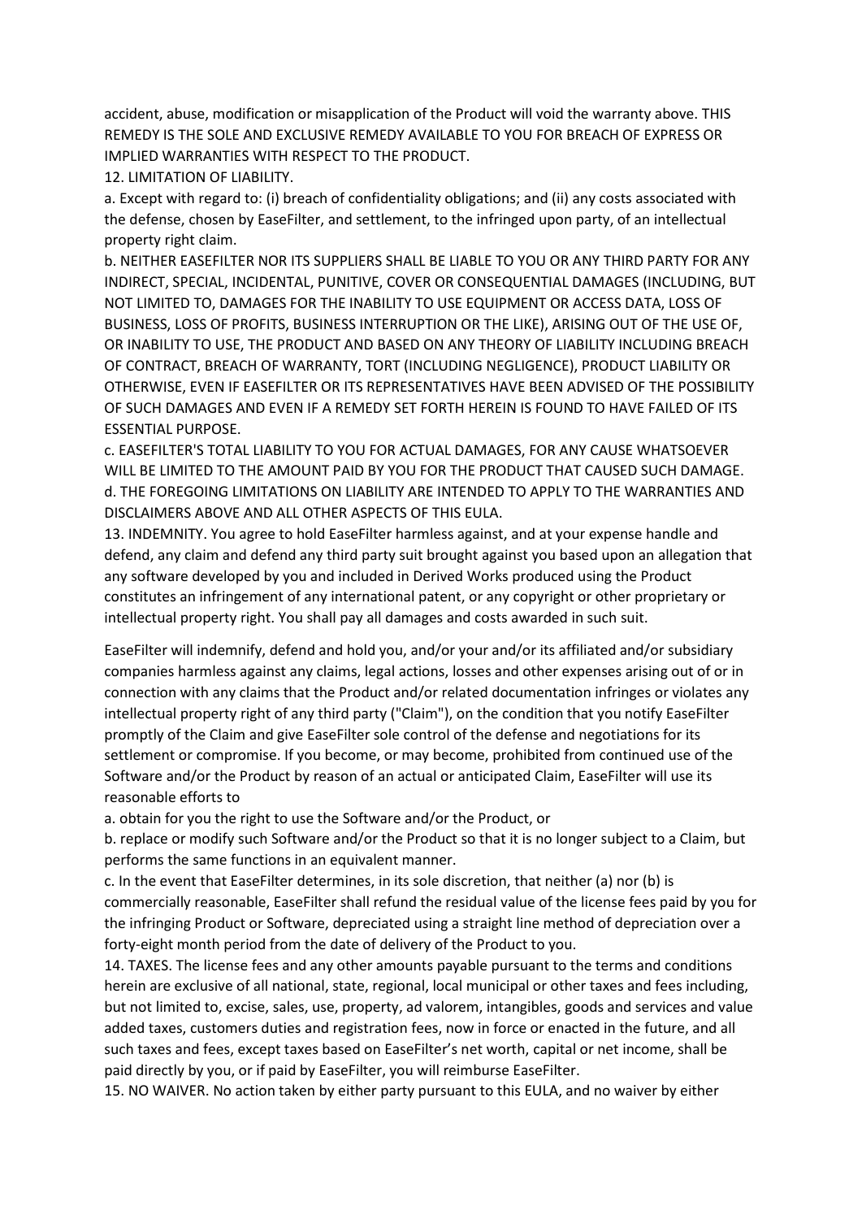accident, abuse, modification or misapplication of the Product will void the warranty above. THIS REMEDY IS THE SOLE AND EXCLUSIVE REMEDY AVAILABLE TO YOU FOR BREACH OF EXPRESS OR IMPLIED WARRANTIES WITH RESPECT TO THE PRODUCT.

12. LIMITATION OF LIABILITY.

a. Except with regard to: (i) breach of confidentiality obligations; and (ii) any costs associated with the defense, chosen by EaseFilter, and settlement, to the infringed upon party, of an intellectual property right claim.

b. NEITHER EASEFILTER NOR ITS SUPPLIERS SHALL BE LIABLE TO YOU OR ANY THIRD PARTY FOR ANY INDIRECT, SPECIAL, INCIDENTAL, PUNITIVE, COVER OR CONSEQUENTIAL DAMAGES (INCLUDING, BUT NOT LIMITED TO, DAMAGES FOR THE INABILITY TO USE EQUIPMENT OR ACCESS DATA, LOSS OF BUSINESS, LOSS OF PROFITS, BUSINESS INTERRUPTION OR THE LIKE), ARISING OUT OF THE USE OF, OR INABILITY TO USE, THE PRODUCT AND BASED ON ANY THEORY OF LIABILITY INCLUDING BREACH OF CONTRACT, BREACH OF WARRANTY, TORT (INCLUDING NEGLIGENCE), PRODUCT LIABILITY OR OTHERWISE, EVEN IF EASEFILTER OR ITS REPRESENTATIVES HAVE BEEN ADVISED OF THE POSSIBILITY OF SUCH DAMAGES AND EVEN IF A REMEDY SET FORTH HEREIN IS FOUND TO HAVE FAILED OF ITS ESSENTIAL PURPOSE.

c. EASEFILTER'S TOTAL LIABILITY TO YOU FOR ACTUAL DAMAGES, FOR ANY CAUSE WHATSOEVER WILL BE LIMITED TO THE AMOUNT PAID BY YOU FOR THE PRODUCT THAT CAUSED SUCH DAMAGE.

d. THE FOREGOING LIMITATIONS ON LIABILITY ARE INTENDED TO APPLY TO THE WARRANTIES AND DISCLAIMERS ABOVE AND ALL OTHER ASPECTS OF THIS EULA.

13. INDEMNITY. You agree to hold EaseFilter harmless against, and at your expense handle and defend, any claim and defend any third party suit brought against you based upon an allegation that any software developed by you and included in Derived Works produced using the Product constitutes an infringement of any international patent, or any copyright or other proprietary or intellectual property right. You shall pay all damages and costs awarded in such suit.

EaseFilter will indemnify, defend and hold you, and/or your and/or its affiliated and/or subsidiary companies harmless against any claims, legal actions, losses and other expenses arising out of or in connection with any claims that the Product and/or related documentation infringes or violates any intellectual property right of any third party ("Claim"), on the condition that you notify EaseFilter promptly of the Claim and give EaseFilter sole control of the defense and negotiations for its settlement or compromise. If you become, or may become, prohibited from continued use of the Software and/or the Product by reason of an actual or anticipated Claim, EaseFilter will use its reasonable efforts to

a. obtain for you the right to use the Software and/or the Product, or

b. replace or modify such Software and/or the Product so that it is no longer subject to a Claim, but performs the same functions in an equivalent manner.

c. In the event that EaseFilter determines, in its sole discretion, that neither (a) nor (b) is commercially reasonable, EaseFilter shall refund the residual value of the license fees paid by you for the infringing Product or Software, depreciated using a straight line method of depreciation over a forty-eight month period from the date of delivery of the Product to you.

14. TAXES. The license fees and any other amounts payable pursuant to the terms and conditions herein are exclusive of all national, state, regional, local municipal or other taxes and fees including, but not limited to, excise, sales, use, property, ad valorem, intangibles, goods and services and value added taxes, customers duties and registration fees, now in force or enacted in the future, and all such taxes and fees, except taxes based on EaseFilter's net worth, capital or net income, shall be paid directly by you, or if paid by EaseFilter, you will reimburse EaseFilter.

15. NO WAIVER. No action taken by either party pursuant to this EULA, and no waiver by either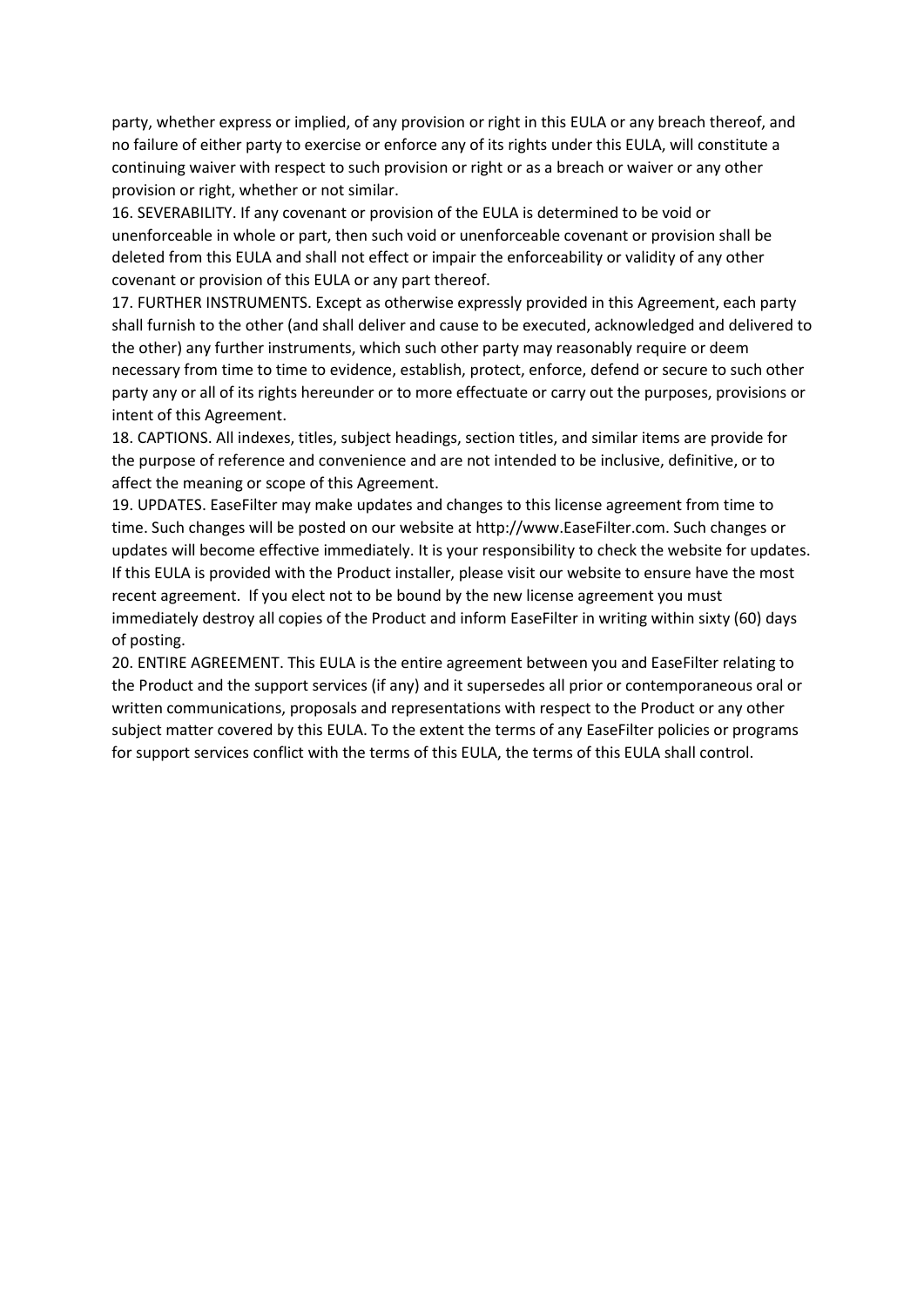party, whether express or implied, of any provision or right in this EULA or any breach thereof, and no failure of either party to exercise or enforce any of its rights under this EULA, will constitute a continuing waiver with respect to such provision or right or as a breach or waiver or any other provision or right, whether or not similar.

16. SEVERABILITY. If any covenant or provision of the EULA is determined to be void or unenforceable in whole or part, then such void or unenforceable covenant or provision shall be deleted from this EULA and shall not effect or impair the enforceability or validity of any other covenant or provision of this EULA or any part thereof.

17. FURTHER INSTRUMENTS. Except as otherwise expressly provided in this Agreement, each party shall furnish to the other (and shall deliver and cause to be executed, acknowledged and delivered to the other) any further instruments, which such other party may reasonably require or deem necessary from time to time to evidence, establish, protect, enforce, defend or secure to such other party any or all of its rights hereunder or to more effectuate or carry out the purposes, provisions or intent of this Agreement.

18. CAPTIONS. All indexes, titles, subject headings, section titles, and similar items are provide for the purpose of reference and convenience and are not intended to be inclusive, definitive, or to affect the meaning or scope of this Agreement.

19. UPDATES. EaseFilter may make updates and changes to this license agreement from time to time. Such changes will be posted on our website at http://www.EaseFilter.com. Such changes or updates will become effective immediately. It is your responsibility to check the website for updates. If this EULA is provided with the Product installer, please visit our website to ensure have the most recent agreement. If you elect not to be bound by the new license agreement you must immediately destroy all copies of the Product and inform EaseFilter in writing within sixty (60) days of posting.

20. ENTIRE AGREEMENT. This EULA is the entire agreement between you and EaseFilter relating to the Product and the support services (if any) and it supersedes all prior or contemporaneous oral or written communications, proposals and representations with respect to the Product or any other subject matter covered by this EULA. To the extent the terms of any EaseFilter policies or programs for support services conflict with the terms of this EULA, the terms of this EULA shall control.